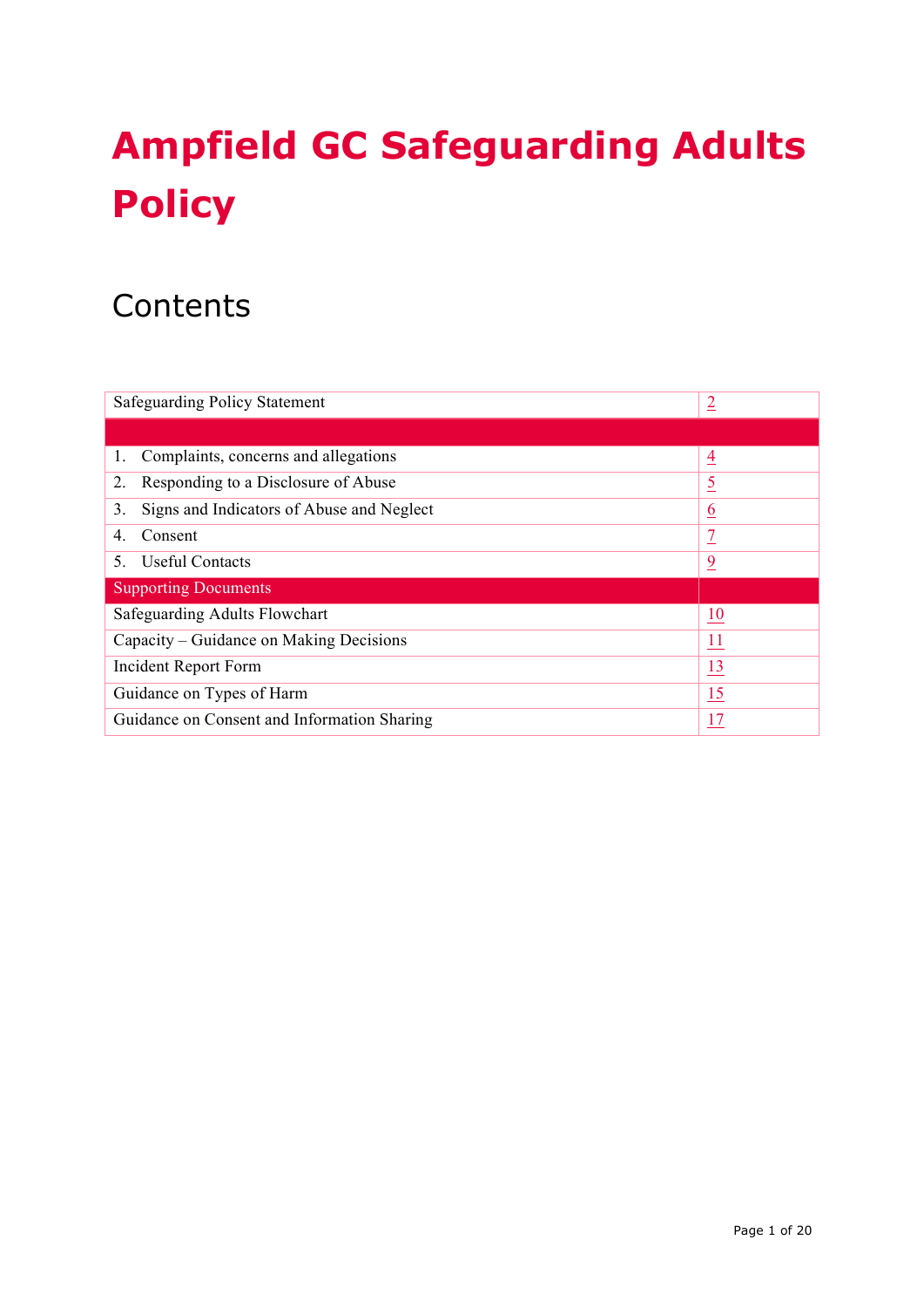# Ampfield GC Safeguarding Adults Policy

## Contents

| | |
|---|---|
| Safeguarding Policy Statement | 2 |
| | |
| 1. Complaints, concerns and allegations | 4 |
| 2. Responding to a Disclosure of Abuse | 5 |
| 3. Signs and Indicators of Abuse and Neglect | 6 |
| 4. Consent | 7 |
| 5. Useful Contacts | 9 |
| **Supporting Documents** | |
| Safeguarding Adults Flowchart | 10 |
| Capacity – Guidance on Making Decisions | 11 |
| Incident Report Form | 13 |
| Guidance on Types of Harm | 15 |
| Guidance on Consent and Information Sharing | 17 |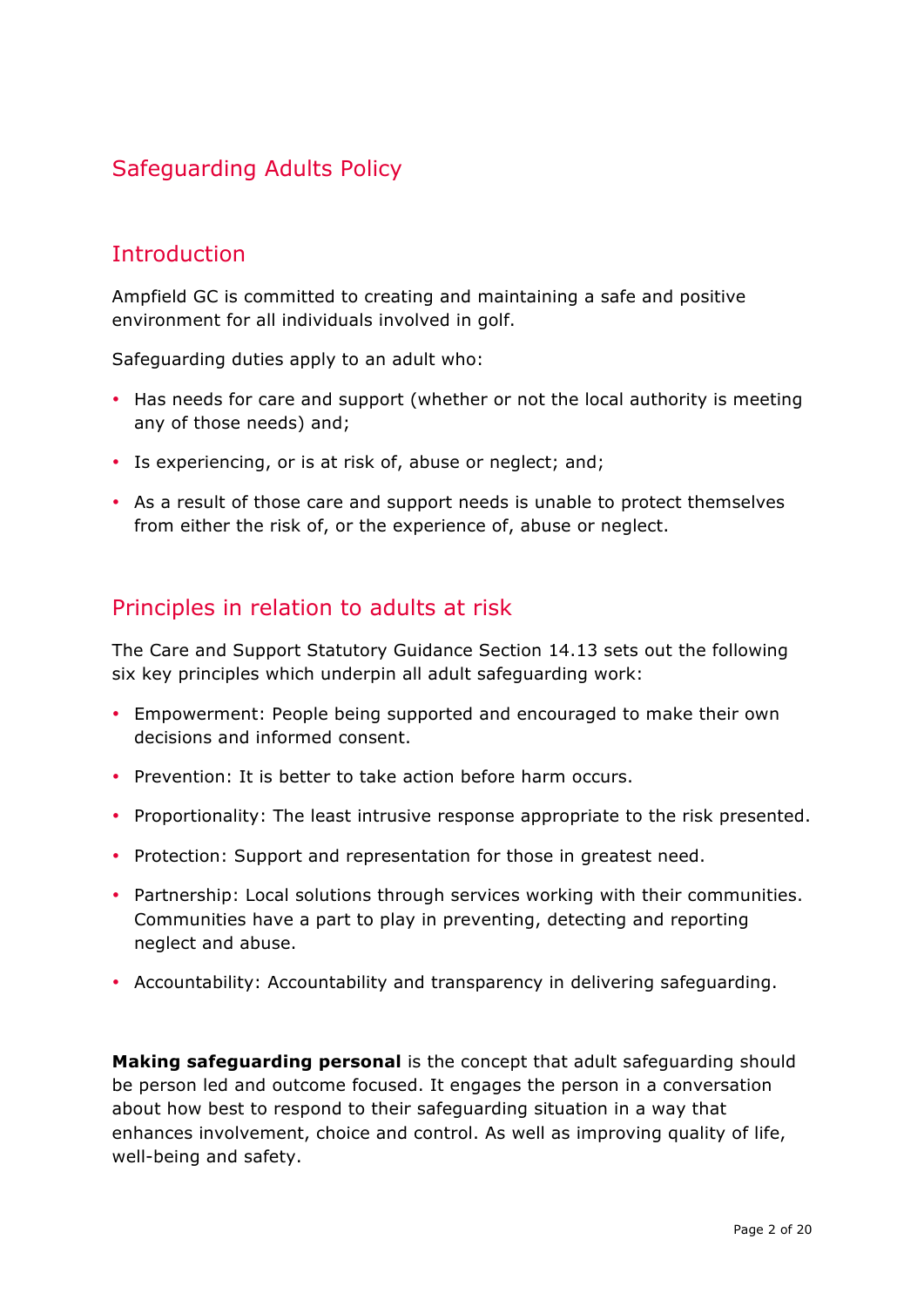# Safeguarding Adults Policy

## Introduction

Ampfield GC is committed to creating and maintaining a safe and positive environment for all individuals involved in golf.

Safeguarding duties apply to an adult who:

- Has needs for care and support (whether or not the local authority is meeting any of those needs) and;
- Is experiencing, or is at risk of, abuse or neglect; and;
- As a result of those care and support needs is unable to protect themselves from either the risk of, or the experience of, abuse or neglect.

## Principles in relation to adults at risk

The Care and Support Statutory Guidance Section 14.13 sets out the following six key principles which underpin all adult safeguarding work:

- Empowerment: People being supported and encouraged to make their own decisions and informed consent.
- Prevention: It is better to take action before harm occurs.
- Proportionality: The least intrusive response appropriate to the risk presented.
- Protection: Support and representation for those in greatest need.
- Partnership: Local solutions through services working with their communities. Communities have a part to play in preventing, detecting and reporting neglect and abuse.
- Accountability: Accountability and transparency in delivering safeguarding.

**Making safeguarding personal** is the concept that adult safeguarding should be person led and outcome focused. It engages the person in a conversation about how best to respond to their safeguarding situation in a way that enhances involvement, choice and control. As well as improving quality of life, well-being and safety.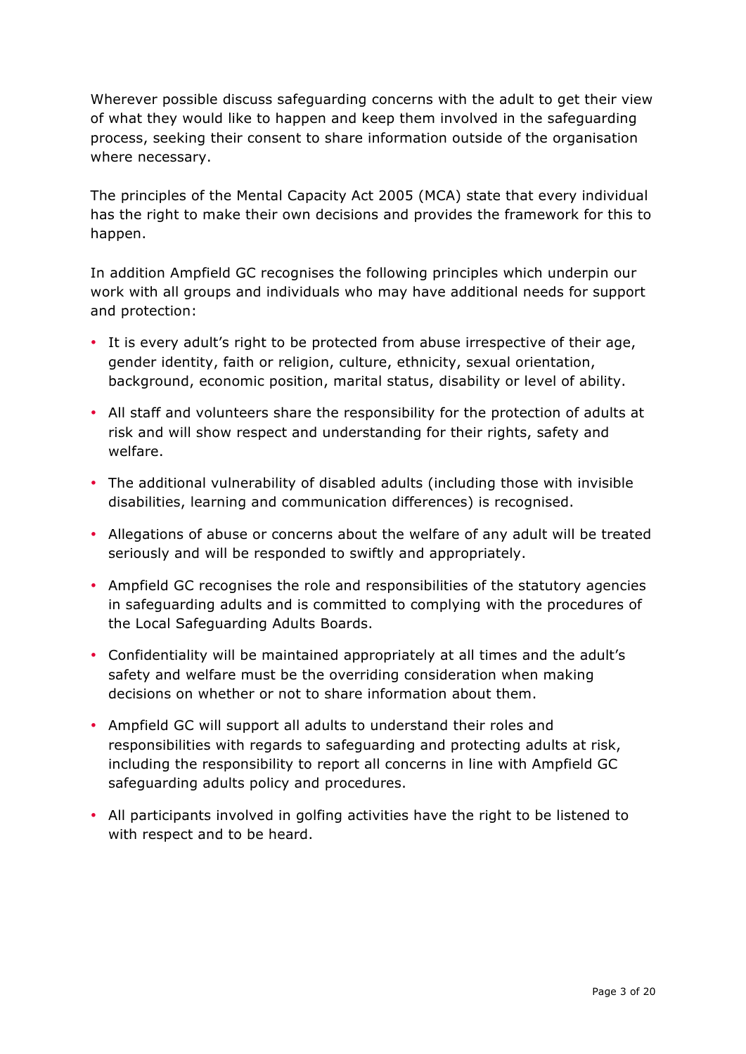Wherever possible discuss safeguarding concerns with the adult to get their view of what they would like to happen and keep them involved in the safeguarding process, seeking their consent to share information outside of the organisation where necessary.

The principles of the Mental Capacity Act 2005 (MCA) state that every individual has the right to make their own decisions and provides the framework for this to happen.

In addition Ampfield GC recognises the following principles which underpin our work with all groups and individuals who may have additional needs for support and protection:

- It is every adult's right to be protected from abuse irrespective of their age, gender identity, faith or religion, culture, ethnicity, sexual orientation, background, economic position, marital status, disability or level of ability.
- All staff and volunteers share the responsibility for the protection of adults at risk and will show respect and understanding for their rights, safety and welfare.
- The additional vulnerability of disabled adults (including those with invisible disabilities, learning and communication differences) is recognised.
- Allegations of abuse or concerns about the welfare of any adult will be treated seriously and will be responded to swiftly and appropriately.
- Ampfield GC recognises the role and responsibilities of the statutory agencies in safeguarding adults and is committed to complying with the procedures of the Local Safeguarding Adults Boards.
- Confidentiality will be maintained appropriately at all times and the adult's safety and welfare must be the overriding consideration when making decisions on whether or not to share information about them.
- Ampfield GC will support all adults to understand their roles and responsibilities with regards to safeguarding and protecting adults at risk, including the responsibility to report all concerns in line with Ampfield GC safeguarding adults policy and procedures.
- All participants involved in golfing activities have the right to be listened to with respect and to be heard.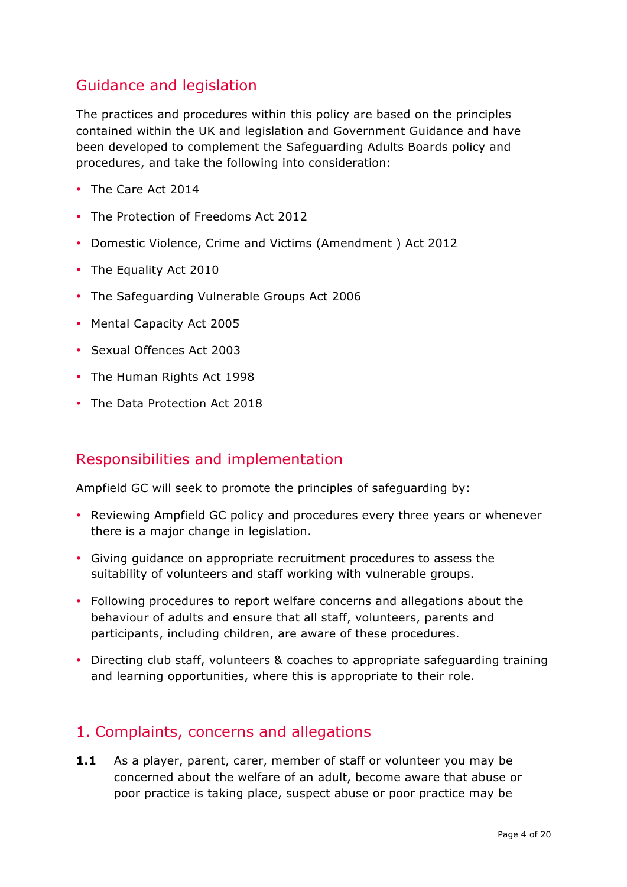## Guidance and legislation

The practices and procedures within this policy are based on the principles contained within the UK and legislation and Government Guidance and have been developed to complement the Safeguarding Adults Boards policy and procedures, and take the following into consideration:

- The Care Act 2014
- The Protection of Freedoms Act 2012
- Domestic Violence, Crime and Victims (Amendment ) Act 2012
- The Equality Act 2010
- The Safeguarding Vulnerable Groups Act 2006
- Mental Capacity Act 2005
- Sexual Offences Act 2003
- The Human Rights Act 1998
- The Data Protection Act 2018

## Responsibilities and implementation

Ampfield GC will seek to promote the principles of safeguarding by:

- Reviewing Ampfield GC policy and procedures every three years or whenever there is a major change in legislation.
- Giving guidance on appropriate recruitment procedures to assess the suitability of volunteers and staff working with vulnerable groups.
- Following procedures to report welfare concerns and allegations about the behaviour of adults and ensure that all staff, volunteers, parents and participants, including children, are aware of these procedures.
- Directing club staff, volunteers & coaches to appropriate safeguarding training and learning opportunities, where this is appropriate to their role.

## 1. Complaints, concerns and allegations

**1.1** As a player, parent, carer, member of staff or volunteer you may be concerned about the welfare of an adult, become aware that abuse or poor practice is taking place, suspect abuse or poor practice may be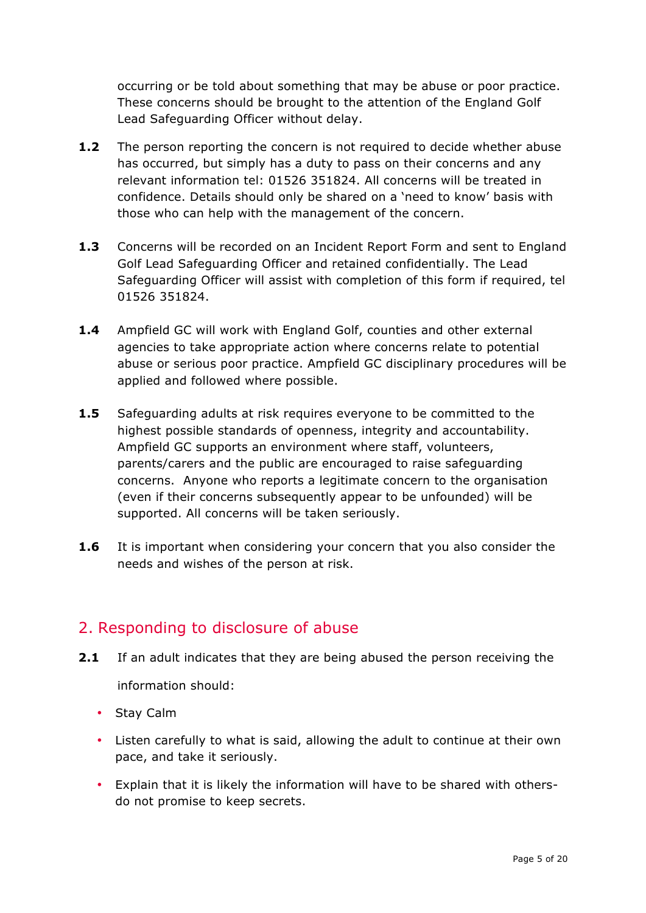occurring or be told about something that may be abuse or poor practice. These concerns should be brought to the attention of the England Golf Lead Safeguarding Officer without delay.

**1.2** The person reporting the concern is not required to decide whether abuse has occurred, but simply has a duty to pass on their concerns and any relevant information tel: 01526 351824. All concerns will be treated in confidence. Details should only be shared on a 'need to know' basis with those who can help with the management of the concern.

**1.3** Concerns will be recorded on an Incident Report Form and sent to England Golf Lead Safeguarding Officer and retained confidentially. The Lead Safeguarding Officer will assist with completion of this form if required, tel 01526 351824.

**1.4** Ampfield GC will work with England Golf, counties and other external agencies to take appropriate action where concerns relate to potential abuse or serious poor practice. Ampfield GC disciplinary procedures will be applied and followed where possible.

**1.5** Safeguarding adults at risk requires everyone to be committed to the highest possible standards of openness, integrity and accountability. Ampfield GC supports an environment where staff, volunteers, parents/carers and the public are encouraged to raise safeguarding concerns. Anyone who reports a legitimate concern to the organisation (even if their concerns subsequently appear to be unfounded) will be supported. All concerns will be taken seriously.

**1.6** It is important when considering your concern that you also consider the needs and wishes of the person at risk.

## 2. Responding to disclosure of abuse

**2.1** If an adult indicates that they are being abused the person receiving the information should:

- Stay Calm
- Listen carefully to what is said, allowing the adult to continue at their own pace, and take it seriously.
- Explain that it is likely the information will have to be shared with others- do not promise to keep secrets.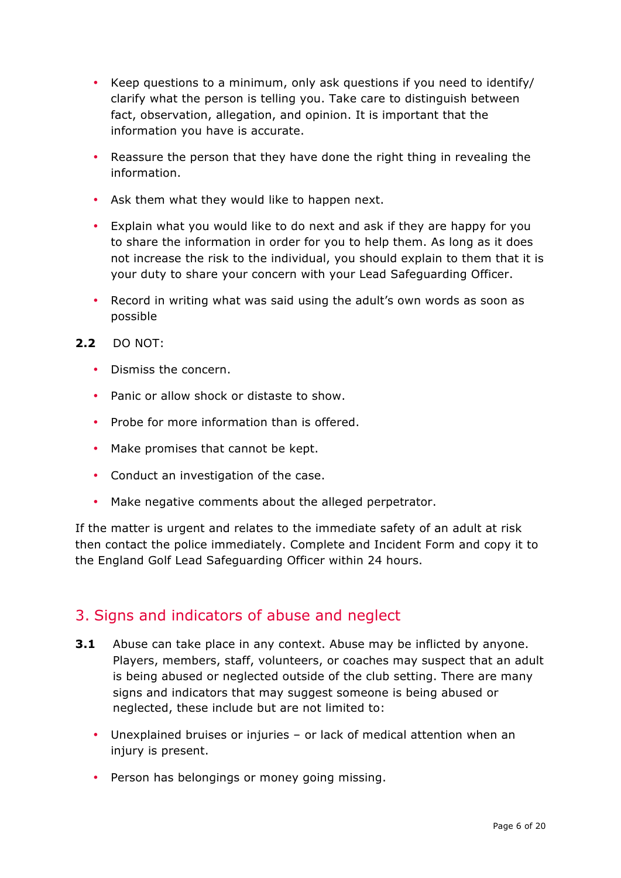- Keep questions to a minimum, only ask questions if you need to identify/ clarify what the person is telling you. Take care to distinguish between fact, observation, allegation, and opinion. It is important that the information you have is accurate.
- Reassure the person that they have done the right thing in revealing the information.
- Ask them what they would like to happen next.
- Explain what you would like to do next and ask if they are happy for you to share the information in order for you to help them. As long as it does not increase the risk to the individual, you should explain to them that it is your duty to share your concern with your Lead Safeguarding Officer.
- Record in writing what was said using the adult's own words as soon as possible

**2.2** DO NOT:

- Dismiss the concern.
- Panic or allow shock or distaste to show.
- Probe for more information than is offered.
- Make promises that cannot be kept.
- Conduct an investigation of the case.
- Make negative comments about the alleged perpetrator.

If the matter is urgent and relates to the immediate safety of an adult at risk then contact the police immediately. Complete and Incident Form and copy it to the England Golf Lead Safeguarding Officer within 24 hours.

## 3. Signs and indicators of abuse and neglect

**3.1** Abuse can take place in any context. Abuse may be inflicted by anyone. Players, members, staff, volunteers, or coaches may suspect that an adult is being abused or neglected outside of the club setting. There are many signs and indicators that may suggest someone is being abused or neglected, these include but are not limited to:

- Unexplained bruises or injuries – or lack of medical attention when an injury is present.
- Person has belongings or money going missing.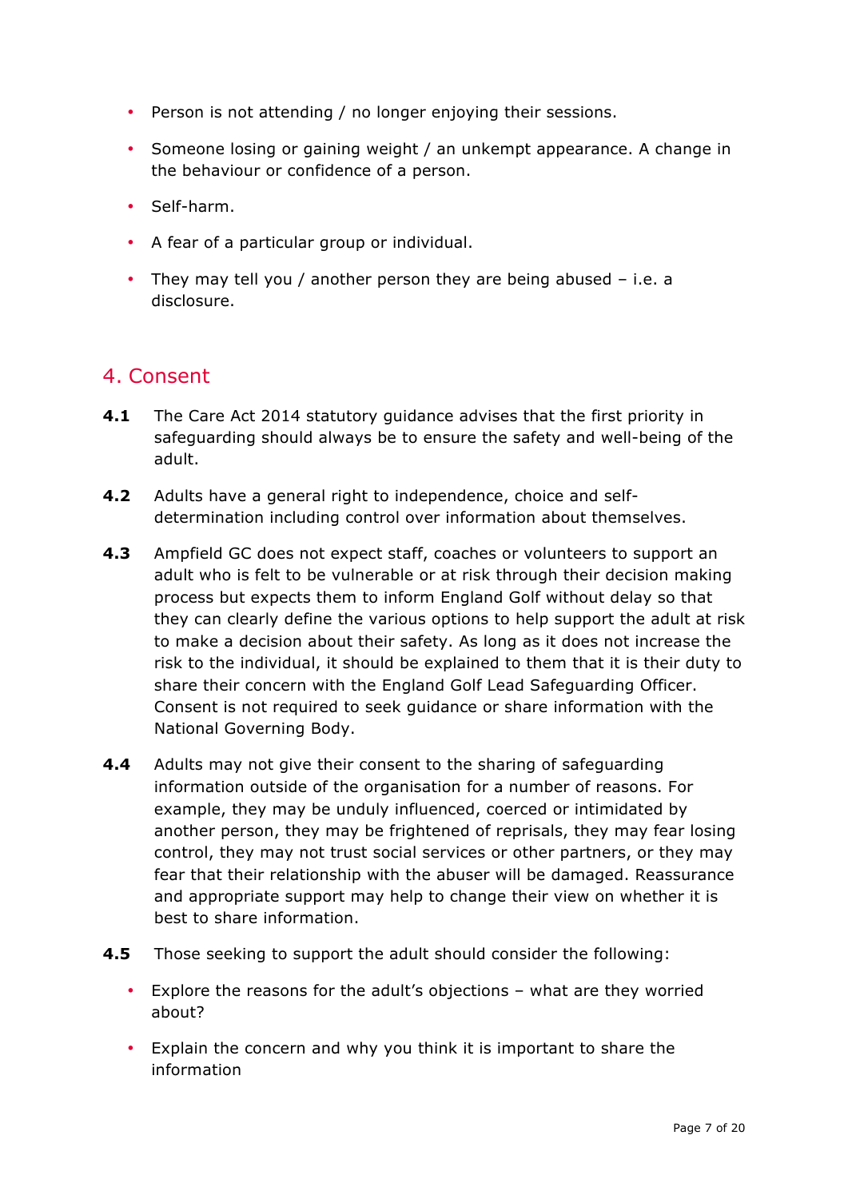- Person is not attending / no longer enjoying their sessions.
- Someone losing or gaining weight / an unkempt appearance. A change in the behaviour or confidence of a person.
- Self-harm.
- A fear of a particular group or individual.
- They may tell you / another person they are being abused – i.e. a disclosure.

## 4. Consent

**4.1** The Care Act 2014 statutory guidance advises that the first priority in safeguarding should always be to ensure the safety and well-being of the adult.

**4.2** Adults have a general right to independence, choice and self-determination including control over information about themselves.

**4.3** Ampfield GC does not expect staff, coaches or volunteers to support an adult who is felt to be vulnerable or at risk through their decision making process but expects them to inform England Golf without delay so that they can clearly define the various options to help support the adult at risk to make a decision about their safety. As long as it does not increase the risk to the individual, it should be explained to them that it is their duty to share their concern with the England Golf Lead Safeguarding Officer. Consent is not required to seek guidance or share information with the National Governing Body.

**4.4** Adults may not give their consent to the sharing of safeguarding information outside of the organisation for a number of reasons. For example, they may be unduly influenced, coerced or intimidated by another person, they may be frightened of reprisals, they may fear losing control, they may not trust social services or other partners, or they may fear that their relationship with the abuser will be damaged. Reassurance and appropriate support may help to change their view on whether it is best to share information.

**4.5** Those seeking to support the adult should consider the following:

- Explore the reasons for the adult's objections – what are they worried about?
- Explain the concern and why you think it is important to share the information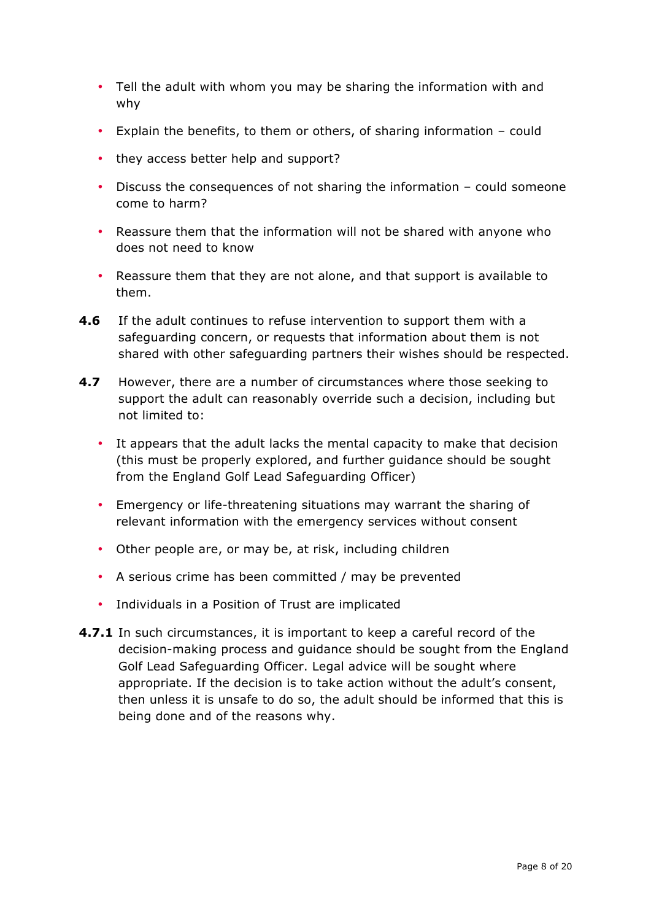- Tell the adult with whom you may be sharing the information with and why
- Explain the benefits, to them or others, of sharing information – could
- they access better help and support?
- Discuss the consequences of not sharing the information – could someone come to harm?
- Reassure them that the information will not be shared with anyone who does not need to know
- Reassure them that they are not alone, and that support is available to them.

**4.6** If the adult continues to refuse intervention to support them with a safeguarding concern, or requests that information about them is not shared with other safeguarding partners their wishes should be respected.

**4.7** However, there are a number of circumstances where those seeking to support the adult can reasonably override such a decision, including but not limited to:

- It appears that the adult lacks the mental capacity to make that decision (this must be properly explored, and further guidance should be sought from the England Golf Lead Safeguarding Officer)
- Emergency or life-threatening situations may warrant the sharing of relevant information with the emergency services without consent
- Other people are, or may be, at risk, including children
- A serious crime has been committed / may be prevented
- Individuals in a Position of Trust are implicated

**4.7.1** In such circumstances, it is important to keep a careful record of the decision-making process and guidance should be sought from the England Golf Lead Safeguarding Officer. Legal advice will be sought where appropriate. If the decision is to take action without the adult's consent, then unless it is unsafe to do so, the adult should be informed that this is being done and of the reasons why.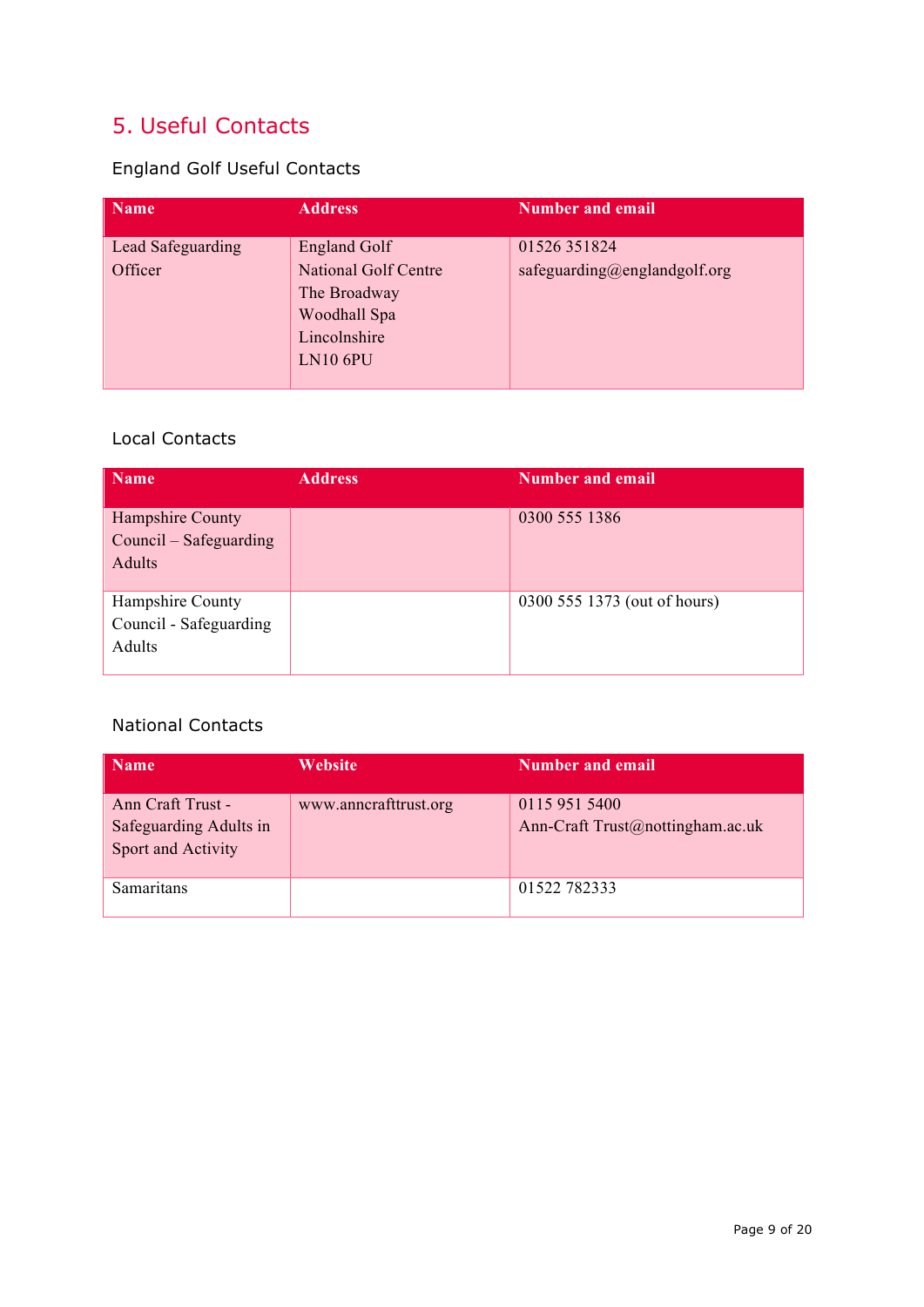## 5. Useful Contacts

### England Golf Useful Contacts

| Name | Address | Number and email |
|---|---|---|
| Lead Safeguarding Officer | England Golf<br>National Golf Centre<br>The Broadway<br>Woodhall Spa<br>Lincolnshire<br>LN10 6PU | 01526 351824<br>safeguarding@englandgolf.org |

### Local Contacts

| Name | Address | Number and email |
|---|---|---|
| Hampshire County Council – Safeguarding Adults | | 0300 555 1386 |
| Hampshire County Council - Safeguarding Adults | | 0300 555 1373 (out of hours) |

### National Contacts

| Name | Website | Number and email |
|---|---|---|
| Ann Craft Trust - Safeguarding Adults in Sport and Activity | www.anncrafttrust.org | 0115 951 5400<br>Ann-Craft Trust@nottingham.ac.uk |
| Samaritans | | 01522 782333 |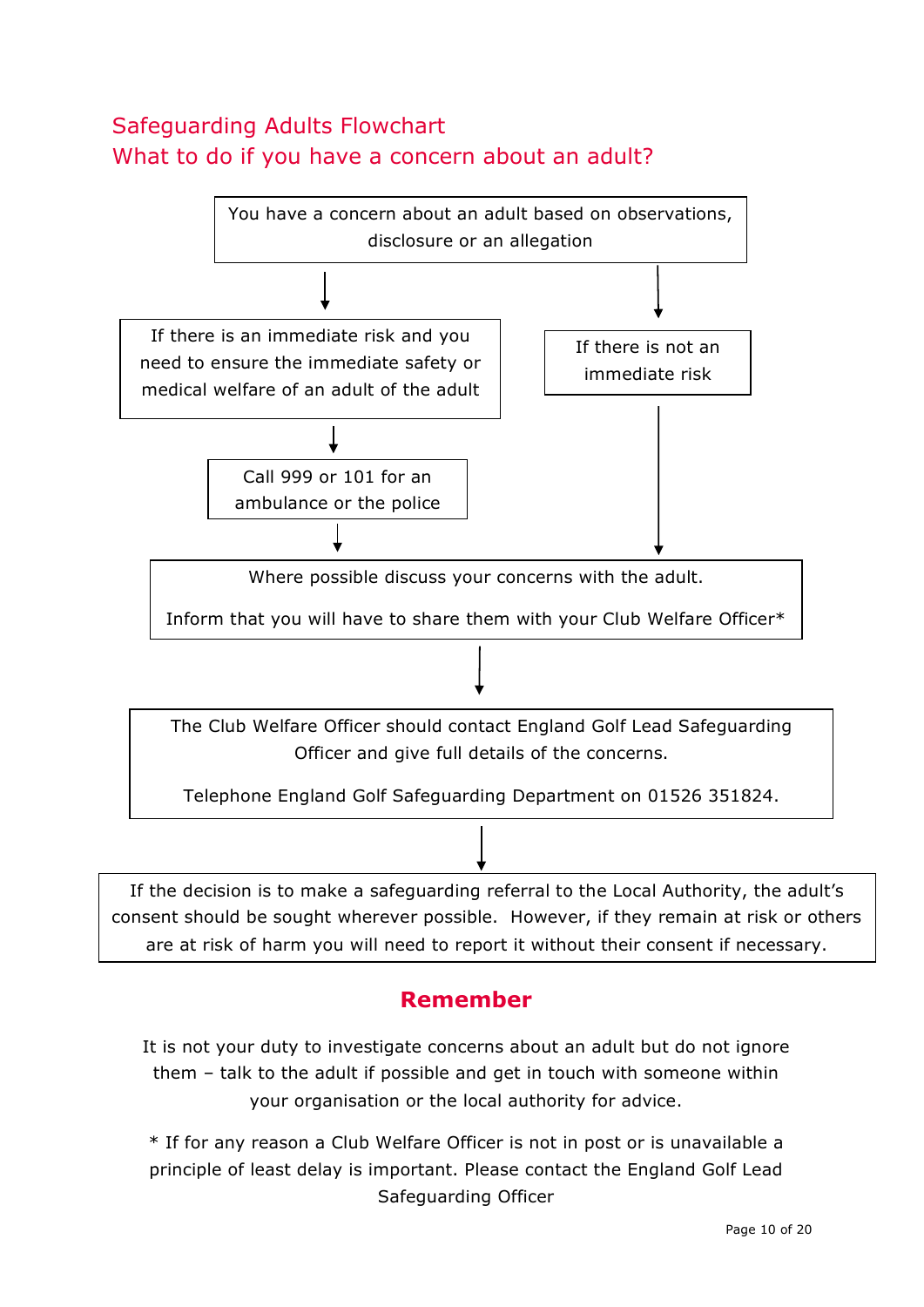## Safeguarding Adults Flowchart

## What to do if you have a concern about an adult?

You have a concern about an adult based on observations, disclosure or an allegation

↓

**If there is an immediate risk** and you need to ensure the immediate safety or medical welfare of an adult of the adult

↓

Call 999 or 101 for an ambulance or the police

↓

**If there is not an immediate risk**

↓

Where possible discuss your concerns with the adult.

Inform that you will have to share them with your Club Welfare Officer*

↓

The Club Welfare Officer should contact England Golf Lead Safeguarding Officer and give full details of the concerns.

Telephone England Golf Safeguarding Department on 01526 351824.

↓

If the decision is to make a safeguarding referral to the Local Authority, the adult's consent should be sought wherever possible. However, if they remain at risk or others are at risk of harm you will need to report it without their consent if necessary.

## Remember

It is not your duty to investigate concerns about an adult but do not ignore them – talk to the adult if possible and get in touch with someone within your organisation or the local authority for advice.

* If for any reason a Club Welfare Officer is not in post or is unavailable a principle of least delay is important. Please contact the England Golf Lead Safeguarding Officer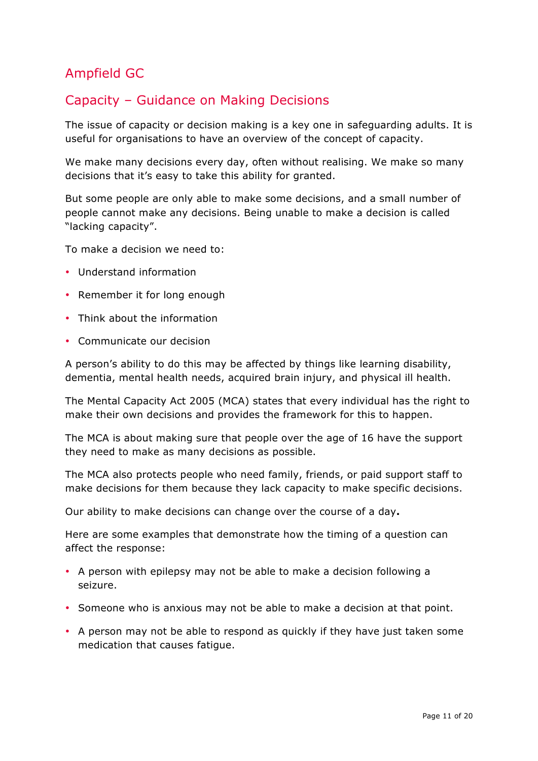## Ampfield GC

## Capacity – Guidance on Making Decisions

The issue of capacity or decision making is a key one in safeguarding adults. It is useful for organisations to have an overview of the concept of capacity.

We make many decisions every day, often without realising. We make so many decisions that it's easy to take this ability for granted.

But some people are only able to make some decisions, and a small number of people cannot make any decisions. Being unable to make a decision is called "lacking capacity".

To make a decision we need to:

- Understand information
- Remember it for long enough
- Think about the information
- Communicate our decision

A person's ability to do this may be affected by things like learning disability, dementia, mental health needs, acquired brain injury, and physical ill health.

The Mental Capacity Act 2005 (MCA) states that every individual has the right to make their own decisions and provides the framework for this to happen.

The MCA is about making sure that people over the age of 16 have the support they need to make as many decisions as possible.

The MCA also protects people who need family, friends, or paid support staff to make decisions for them because they lack capacity to make specific decisions.

Our ability to make decisions can change over the course of a day**.**

Here are some examples that demonstrate how the timing of a question can affect the response:

- A person with epilepsy may not be able to make a decision following a seizure.
- Someone who is anxious may not be able to make a decision at that point.
- A person may not be able to respond as quickly if they have just taken some medication that causes fatigue.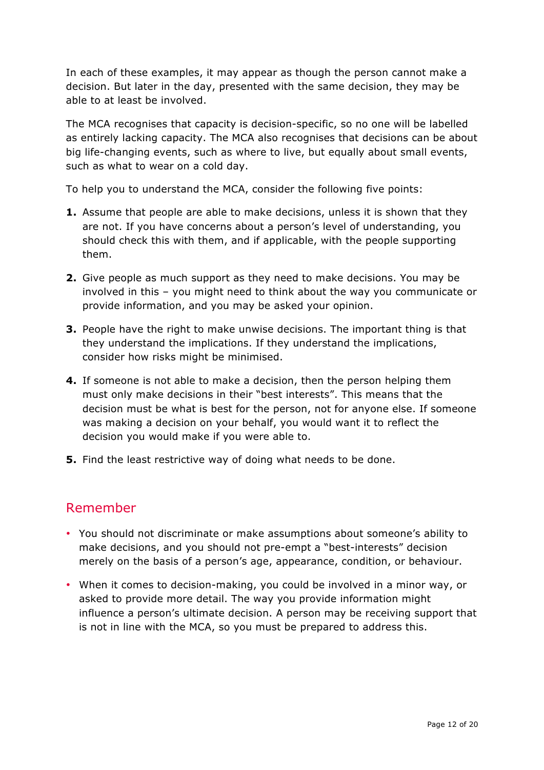In each of these examples, it may appear as though the person cannot make a decision. But later in the day, presented with the same decision, they may be able to at least be involved.

The MCA recognises that capacity is decision-specific, so no one will be labelled as entirely lacking capacity. The MCA also recognises that decisions can be about big life-changing events, such as where to live, but equally about small events, such as what to wear on a cold day.

To help you to understand the MCA, consider the following five points:

1. Assume that people are able to make decisions, unless it is shown that they are not. If you have concerns about a person's level of understanding, you should check this with them, and if applicable, with the people supporting them.

2. Give people as much support as they need to make decisions. You may be involved in this – you might need to think about the way you communicate or provide information, and you may be asked your opinion.

3. People have the right to make unwise decisions. The important thing is that they understand the implications. If they understand the implications, consider how risks might be minimised.

4. If someone is not able to make a decision, then the person helping them must only make decisions in their "best interests". This means that the decision must be what is best for the person, not for anyone else. If someone was making a decision on your behalf, you would want it to reflect the decision you would make if you were able to.

5. Find the least restrictive way of doing what needs to be done.

## Remember

- You should not discriminate or make assumptions about someone's ability to make decisions, and you should not pre-empt a "best-interests" decision merely on the basis of a person's age, appearance, condition, or behaviour.
- When it comes to decision-making, you could be involved in a minor way, or asked to provide more detail. The way you provide information might influence a person's ultimate decision. A person may be receiving support that is not in line with the MCA, so you must be prepared to address this.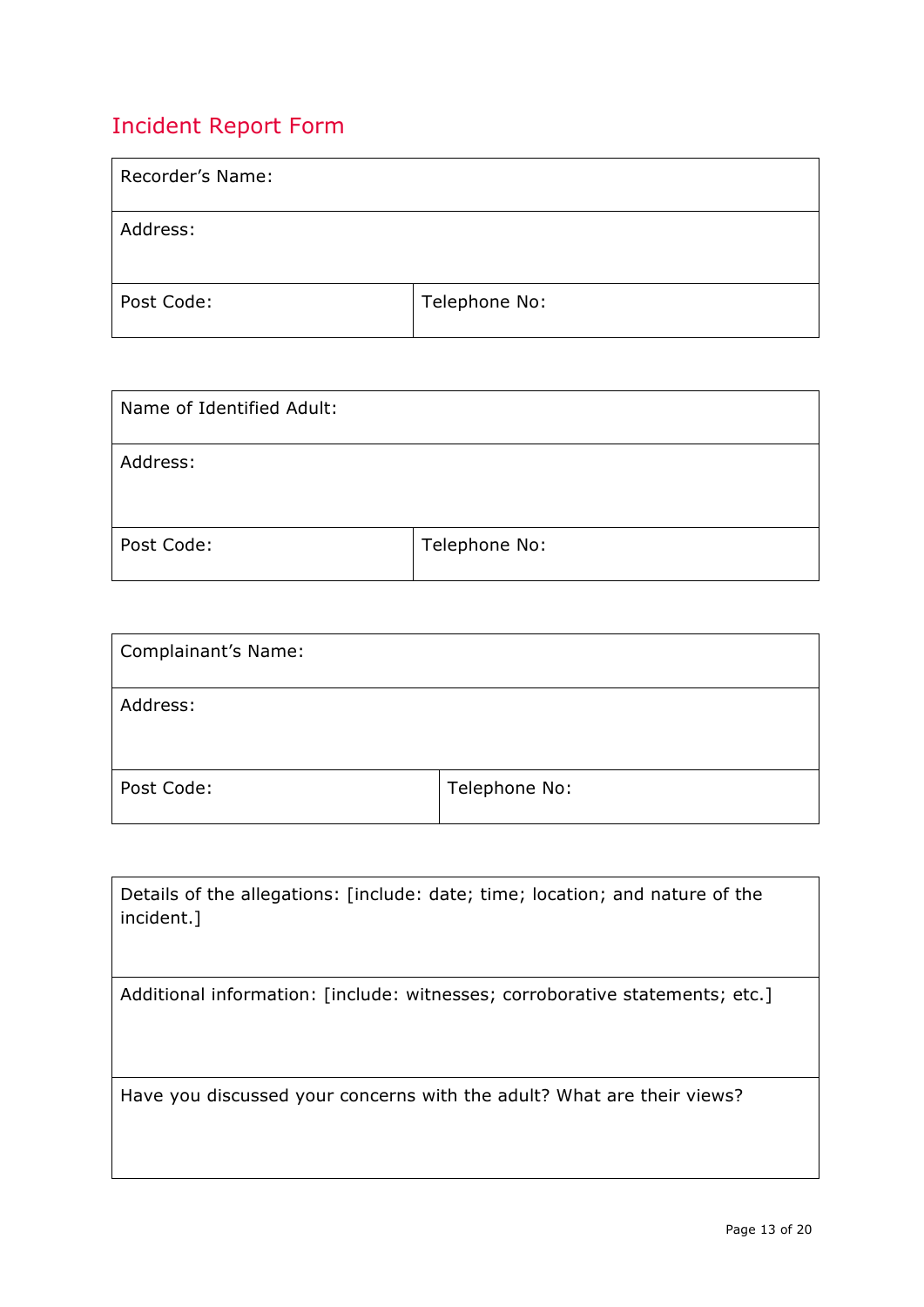## Incident Report Form

| Recorder's Name: | |
|---|---|
| Address: | |
| Post Code: | Telephone No: |

| Name of Identified Adult: | |
|---|---|
| Address: | |
| Post Code: | Telephone No: |

| Complainant's Name: | |
|---|---|
| Address: | |
| Post Code: | Telephone No: |

| Details of the allegations: [include: date; time; location; and nature of the incident.] |
|---|
| Additional information: [include: witnesses; corroborative statements; etc.] |
| Have you discussed your concerns with the adult? What are their views? |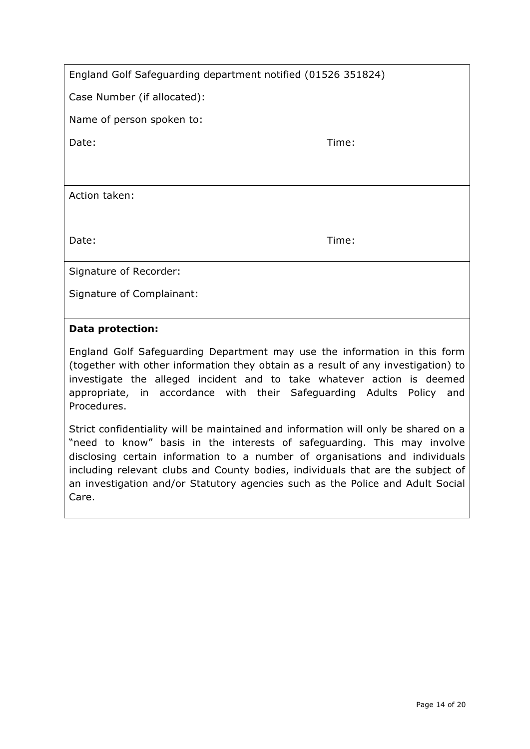England Golf Safeguarding department notified (01526 351824)

Case Number (if allocated):

Name of person spoken to:

Date: Time:

Action taken:

Date: Time:

Signature of Recorder:

Signature of Complainant:

**Data protection:**

England Golf Safeguarding Department may use the information in this form (together with other information they obtain as a result of any investigation) to investigate the alleged incident and to take whatever action is deemed appropriate, in accordance with their Safeguarding Adults Policy and Procedures.

Strict confidentiality will be maintained and information will only be shared on a "need to know" basis in the interests of safeguarding. This may involve disclosing certain information to a number of organisations and individuals including relevant clubs and County bodies, individuals that are the subject of an investigation and/or Statutory agencies such as the Police and Adult Social Care.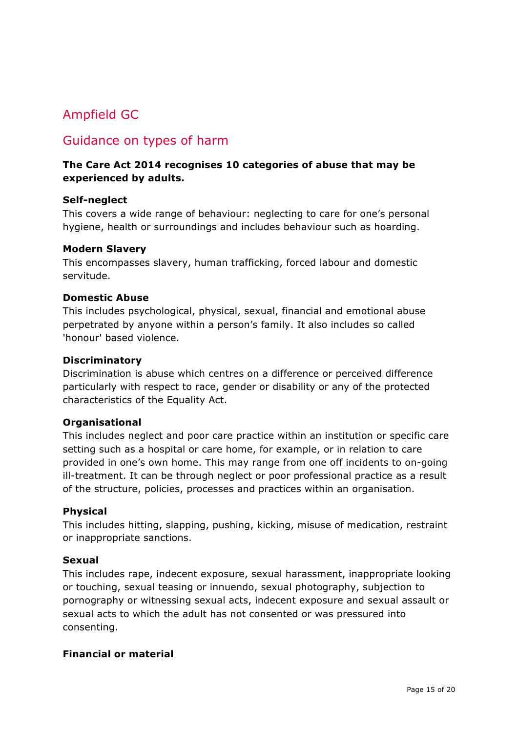# Ampfield GC

## Guidance on types of harm

**The Care Act 2014 recognises 10 categories of abuse that may be experienced by adults.**

**Self-neglect**

This covers a wide range of behaviour: neglecting to care for one's personal hygiene, health or surroundings and includes behaviour such as hoarding.

**Modern Slavery**

This encompasses slavery, human trafficking, forced labour and domestic servitude.

**Domestic Abuse**

This includes psychological, physical, sexual, financial and emotional abuse perpetrated by anyone within a person's family. It also includes so called 'honour' based violence.

**Discriminatory**

Discrimination is abuse which centres on a difference or perceived difference particularly with respect to race, gender or disability or any of the protected characteristics of the Equality Act.

**Organisational**

This includes neglect and poor care practice within an institution or specific care setting such as a hospital or care home, for example, or in relation to care provided in one's own home. This may range from one off incidents to on-going ill-treatment. It can be through neglect or poor professional practice as a result of the structure, policies, processes and practices within an organisation.

**Physical**

This includes hitting, slapping, pushing, kicking, misuse of medication, restraint or inappropriate sanctions.

**Sexual**

This includes rape, indecent exposure, sexual harassment, inappropriate looking or touching, sexual teasing or innuendo, sexual photography, subjection to pornography or witnessing sexual acts, indecent exposure and sexual assault or sexual acts to which the adult has not consented or was pressured into consenting.

**Financial or material**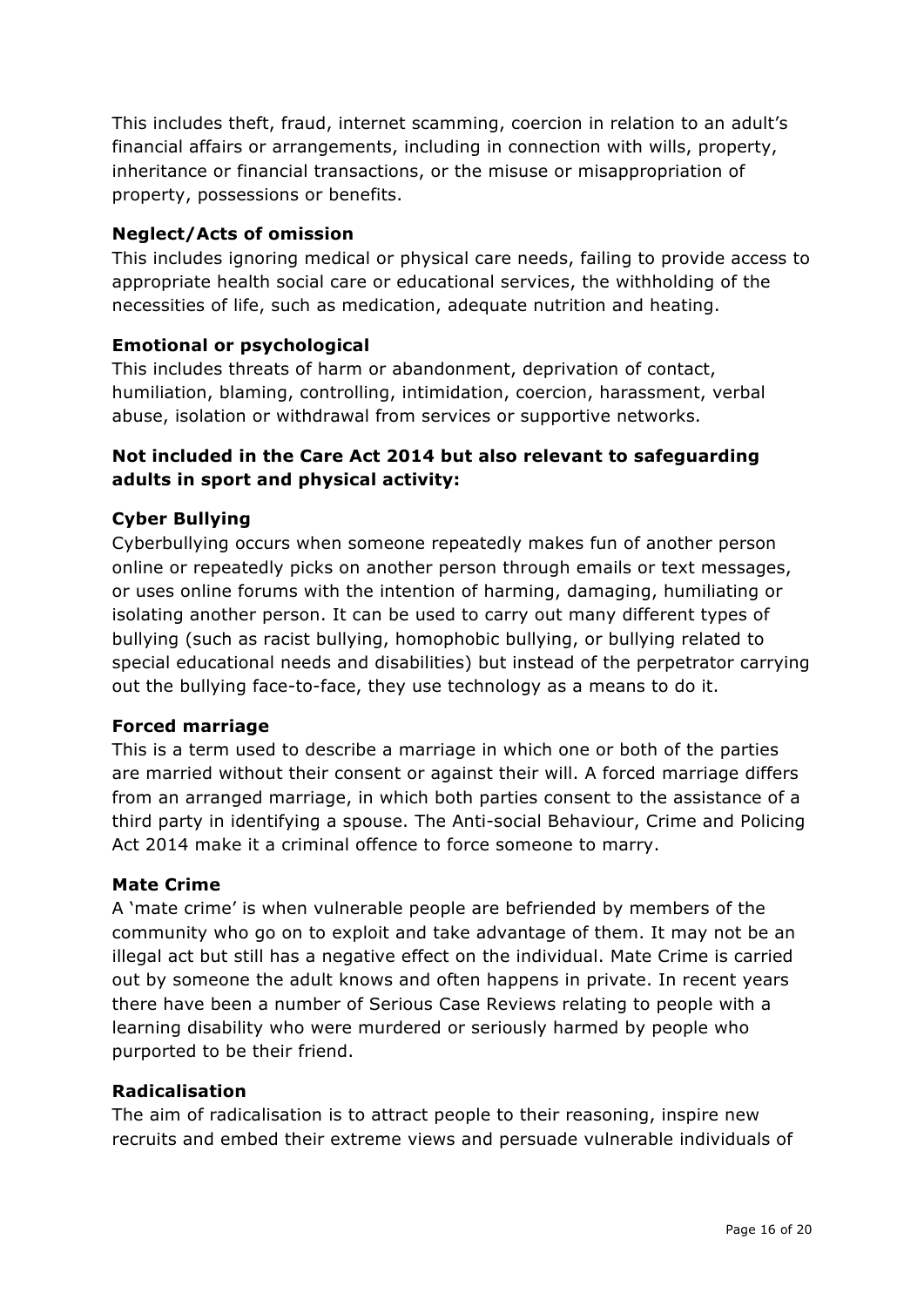This includes theft, fraud, internet scamming, coercion in relation to an adult's financial affairs or arrangements, including in connection with wills, property, inheritance or financial transactions, or the misuse or misappropriation of property, possessions or benefits.

**Neglect/Acts of omission**

This includes ignoring medical or physical care needs, failing to provide access to appropriate health social care or educational services, the withholding of the necessities of life, such as medication, adequate nutrition and heating.

**Emotional or psychological**

This includes threats of harm or abandonment, deprivation of contact, humiliation, blaming, controlling, intimidation, coercion, harassment, verbal abuse, isolation or withdrawal from services or supportive networks.

**Not included in the Care Act 2014 but also relevant to safeguarding adults in sport and physical activity:**

**Cyber Bullying**

Cyberbullying occurs when someone repeatedly makes fun of another person online or repeatedly picks on another person through emails or text messages, or uses online forums with the intention of harming, damaging, humiliating or isolating another person. It can be used to carry out many different types of bullying (such as racist bullying, homophobic bullying, or bullying related to special educational needs and disabilities) but instead of the perpetrator carrying out the bullying face-to-face, they use technology as a means to do it.

**Forced marriage**

This is a term used to describe a marriage in which one or both of the parties are married without their consent or against their will. A forced marriage differs from an arranged marriage, in which both parties consent to the assistance of a third party in identifying a spouse. The Anti-social Behaviour, Crime and Policing Act 2014 make it a criminal offence to force someone to marry.

**Mate Crime**

A 'mate crime' is when vulnerable people are befriended by members of the community who go on to exploit and take advantage of them. It may not be an illegal act but still has a negative effect on the individual. Mate Crime is carried out by someone the adult knows and often happens in private. In recent years there have been a number of Serious Case Reviews relating to people with a learning disability who were murdered or seriously harmed by people who purported to be their friend.

**Radicalisation**

The aim of radicalisation is to attract people to their reasoning, inspire new recruits and embed their extreme views and persuade vulnerable individuals of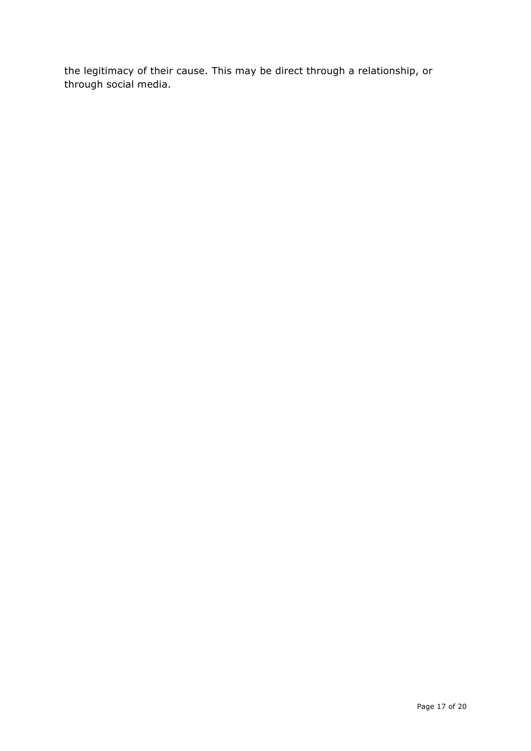the legitimacy of their cause. This may be direct through a relationship, or through social media.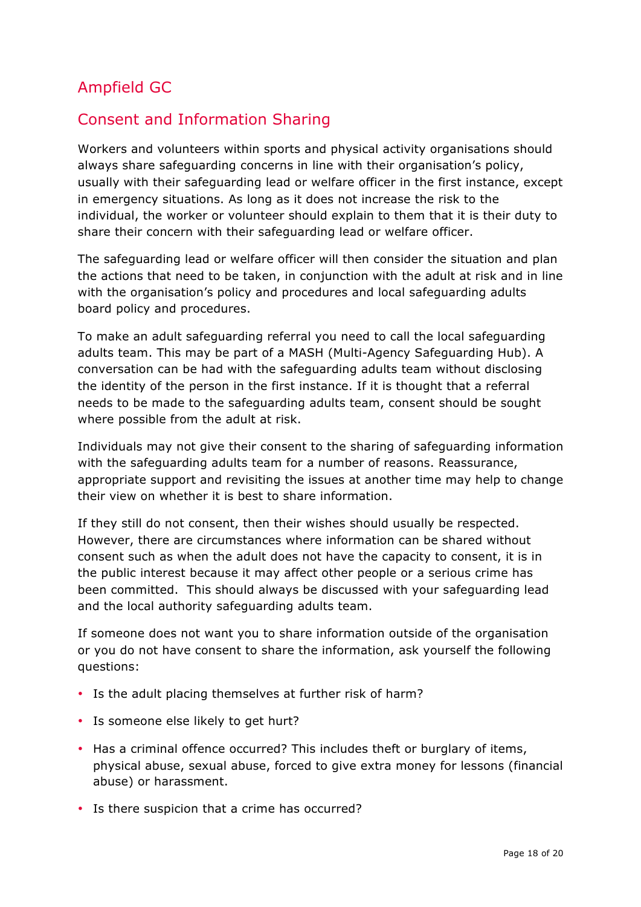## Ampfield GC

## Consent and Information Sharing

Workers and volunteers within sports and physical activity organisations should always share safeguarding concerns in line with their organisation's policy, usually with their safeguarding lead or welfare officer in the first instance, except in emergency situations. As long as it does not increase the risk to the individual, the worker or volunteer should explain to them that it is their duty to share their concern with their safeguarding lead or welfare officer.

The safeguarding lead or welfare officer will then consider the situation and plan the actions that need to be taken, in conjunction with the adult at risk and in line with the organisation's policy and procedures and local safeguarding adults board policy and procedures.

To make an adult safeguarding referral you need to call the local safeguarding adults team. This may be part of a MASH (Multi-Agency Safeguarding Hub). A conversation can be had with the safeguarding adults team without disclosing the identity of the person in the first instance. If it is thought that a referral needs to be made to the safeguarding adults team, consent should be sought where possible from the adult at risk.

Individuals may not give their consent to the sharing of safeguarding information with the safeguarding adults team for a number of reasons. Reassurance, appropriate support and revisiting the issues at another time may help to change their view on whether it is best to share information.

If they still do not consent, then their wishes should usually be respected. However, there are circumstances where information can be shared without consent such as when the adult does not have the capacity to consent, it is in the public interest because it may affect other people or a serious crime has been committed. This should always be discussed with your safeguarding lead and the local authority safeguarding adults team.

If someone does not want you to share information outside of the organisation or you do not have consent to share the information, ask yourself the following questions:

- Is the adult placing themselves at further risk of harm?
- Is someone else likely to get hurt?
- Has a criminal offence occurred? This includes theft or burglary of items, physical abuse, sexual abuse, forced to give extra money for lessons (financial abuse) or harassment.
- Is there suspicion that a crime has occurred?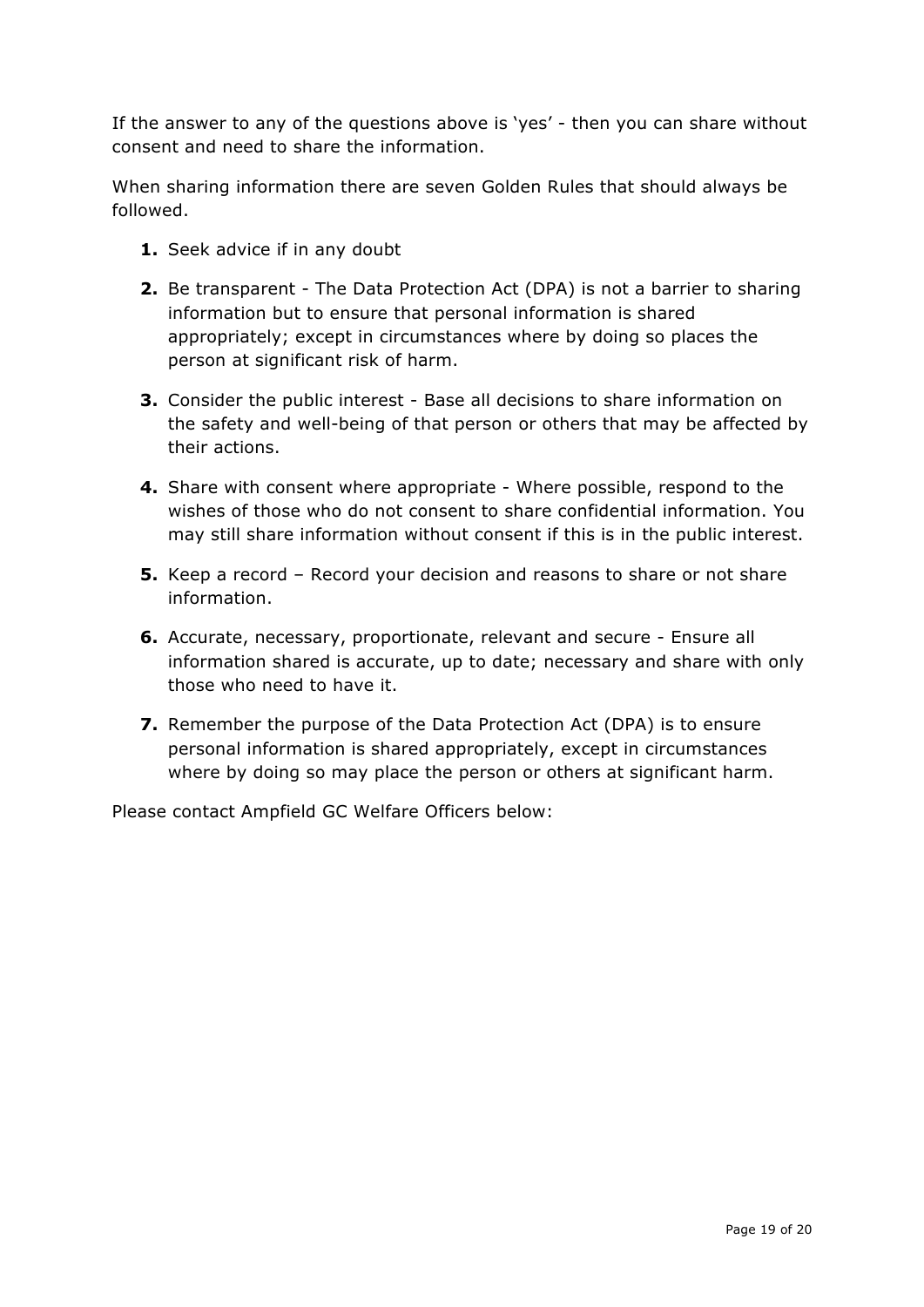If the answer to any of the questions above is 'yes' - then you can share without consent and need to share the information.

When sharing information there are seven Golden Rules that should always be followed.

1. Seek advice if in any doubt
2. Be transparent - The Data Protection Act (DPA) is not a barrier to sharing information but to ensure that personal information is shared appropriately; except in circumstances where by doing so places the person at significant risk of harm.
3. Consider the public interest - Base all decisions to share information on the safety and well-being of that person or others that may be affected by their actions.
4. Share with consent where appropriate - Where possible, respond to the wishes of those who do not consent to share confidential information. You may still share information without consent if this is in the public interest.
5. Keep a record – Record your decision and reasons to share or not share information.
6. Accurate, necessary, proportionate, relevant and secure - Ensure all information shared is accurate, up to date; necessary and share with only those who need to have it.
7. Remember the purpose of the Data Protection Act (DPA) is to ensure personal information is shared appropriately, except in circumstances where by doing so may place the person or others at significant harm.

Please contact Ampfield GC Welfare Officers below: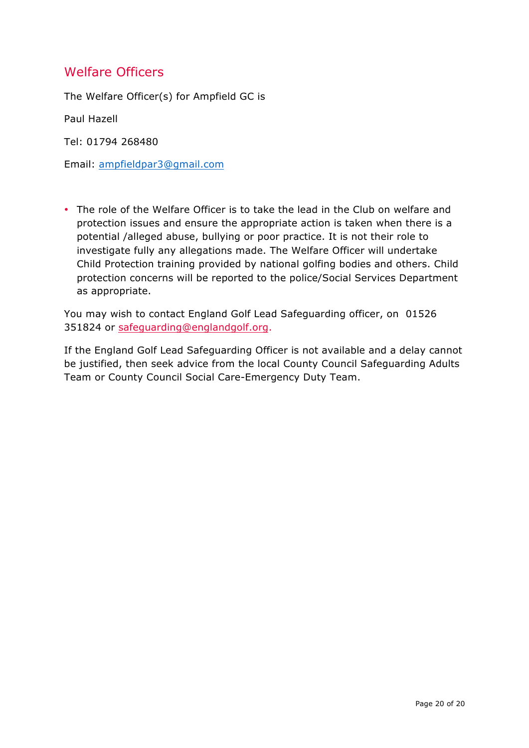## Welfare Officers

The Welfare Officer(s) for Ampfield GC is

Paul Hazell

Tel: 01794 268480

Email: ampfieldpar3@gmail.com

- The role of the Welfare Officer is to take the lead in the Club on welfare and protection issues and ensure the appropriate action is taken when there is a potential /alleged abuse, bullying or poor practice. It is not their role to investigate fully any allegations made. The Welfare Officer will undertake Child Protection training provided by national golfing bodies and others. Child protection concerns will be reported to the police/Social Services Department as appropriate.

You may wish to contact England Golf Lead Safeguarding officer, on 01526 351824 or safeguarding@englandgolf.org.

If the England Golf Lead Safeguarding Officer is not available and a delay cannot be justified, then seek advice from the local County Council Safeguarding Adults Team or County Council Social Care-Emergency Duty Team.